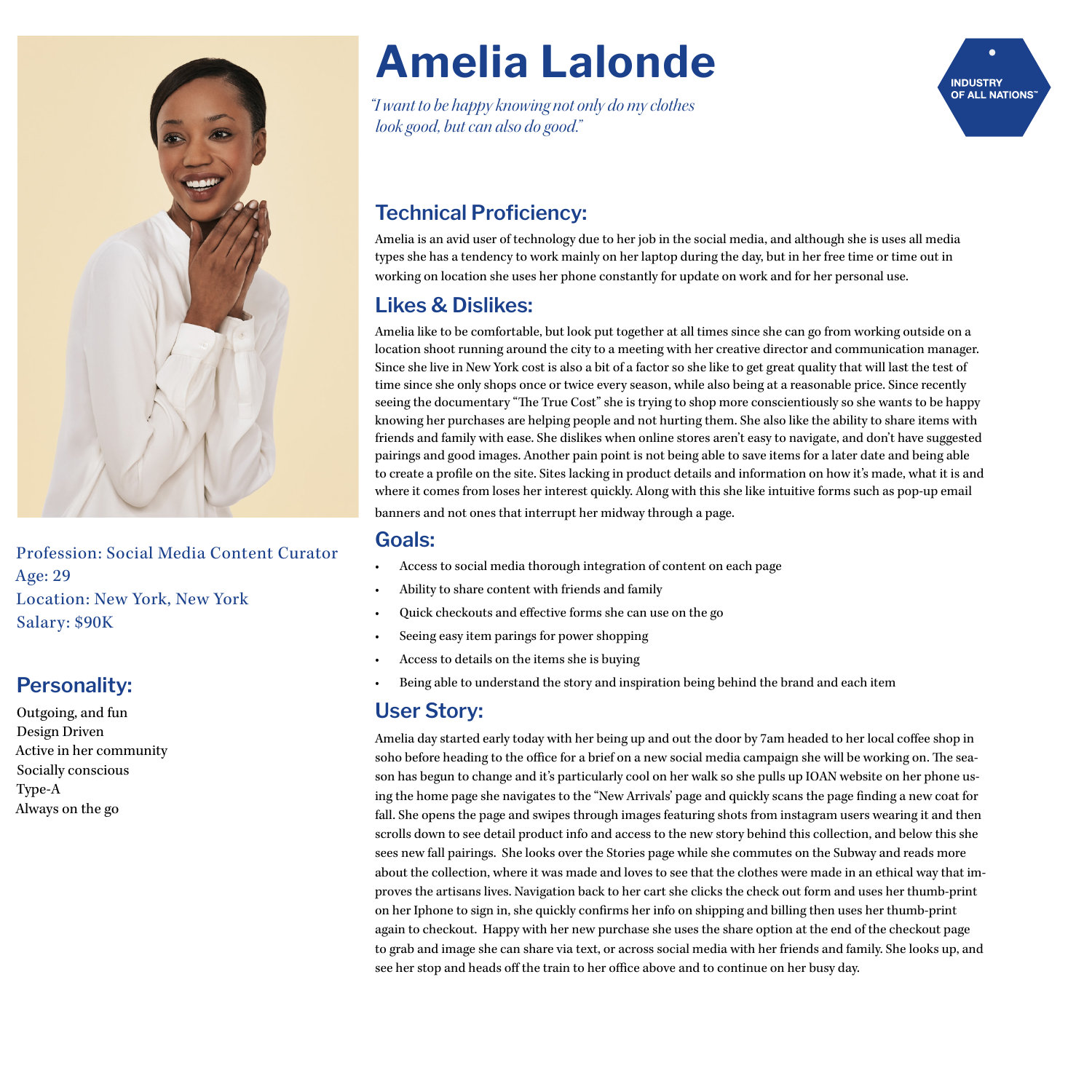# Amelia Lalonde

*"I want to be happy knowing not only do my clothes look good, but can also do good."*

INDUSTRY OF ALL NATIONS™

Profession: Social Media Content Curator
Age: 29
Location: New York, New York
Salary: $90K

## Personality:

Outgoing, and fun
Design Driven
Active in her community
Socially conscious
Type-A
Always on the go

## Technical Proficiency:

Amelia is an avid user of technology due to her job in the social media, and although she is uses all media types she has a tendency to work mainly on her laptop during the day, but in her free time or time out in working on location she uses her phone constantly for update on work and for her personal use.

## Likes & Dislikes:

Amelia like to be comfortable, but look put together at all times since she can go from working outside on a location shoot running around the city to a meeting with her creative director and communication manager. Since she live in New York cost is also a bit of a factor so she like to get great quality that will last the test of time since she only shops once or twice every season, while also being at a reasonable price. Since recently seeing the documentary "The True Cost" she is trying to shop more conscientiously so she wants to be happy knowing her purchases are helping people and not hurting them. She also like the ability to share items with friends and family with ease. She dislikes when online stores aren't easy to navigate, and don't have suggested pairings and good images. Another pain point is not being able to save items for a later date and being able to create a profile on the site. Sites lacking in product details and information on how it's made, what it is and where it comes from loses her interest quickly. Along with this she like intuitive forms such as pop-up email banners and not ones that interrupt her midway through a page.

## Goals:

- Access to social media thorough integration of content on each page
- Ability to share content with friends and family
- Quick checkouts and effective forms she can use on the go
- Seeing easy item parings for power shopping
- Access to details on the items she is buying
- Being able to understand the story and inspiration being behind the brand and each item

## User Story:

Amelia day started early today with her being up and out the door by 7am headed to her local coffee shop in soho before heading to the office for a brief on a new social media campaign she will be working on. The season has begun to change and it's particularly cool on her walk so she pulls up IOAN website on her phone using the home page she navigates to the "New Arrivals' page and quickly scans the page finding a new coat for fall. She opens the page and swipes through images featuring shots from instagram users wearing it and then scrolls down to see detail product info and access to the new story behind this collection, and below this she sees new fall pairings. She looks over the Stories page while she commutes on the Subway and reads more about the collection, where it was made and loves to see that the clothes were made in an ethical way that improves the artisans lives. Navigation back to her cart she clicks the check out form and uses her thumb-print on her Iphone to sign in, she quickly confirms her info on shipping and billing then uses her thumb-print again to checkout. Happy with her new purchase she uses the share option at the end of the checkout page to grab and image she can share via text, or across social media with her friends and family. She looks up, and see her stop and heads off the train to her office above and to continue on her busy day.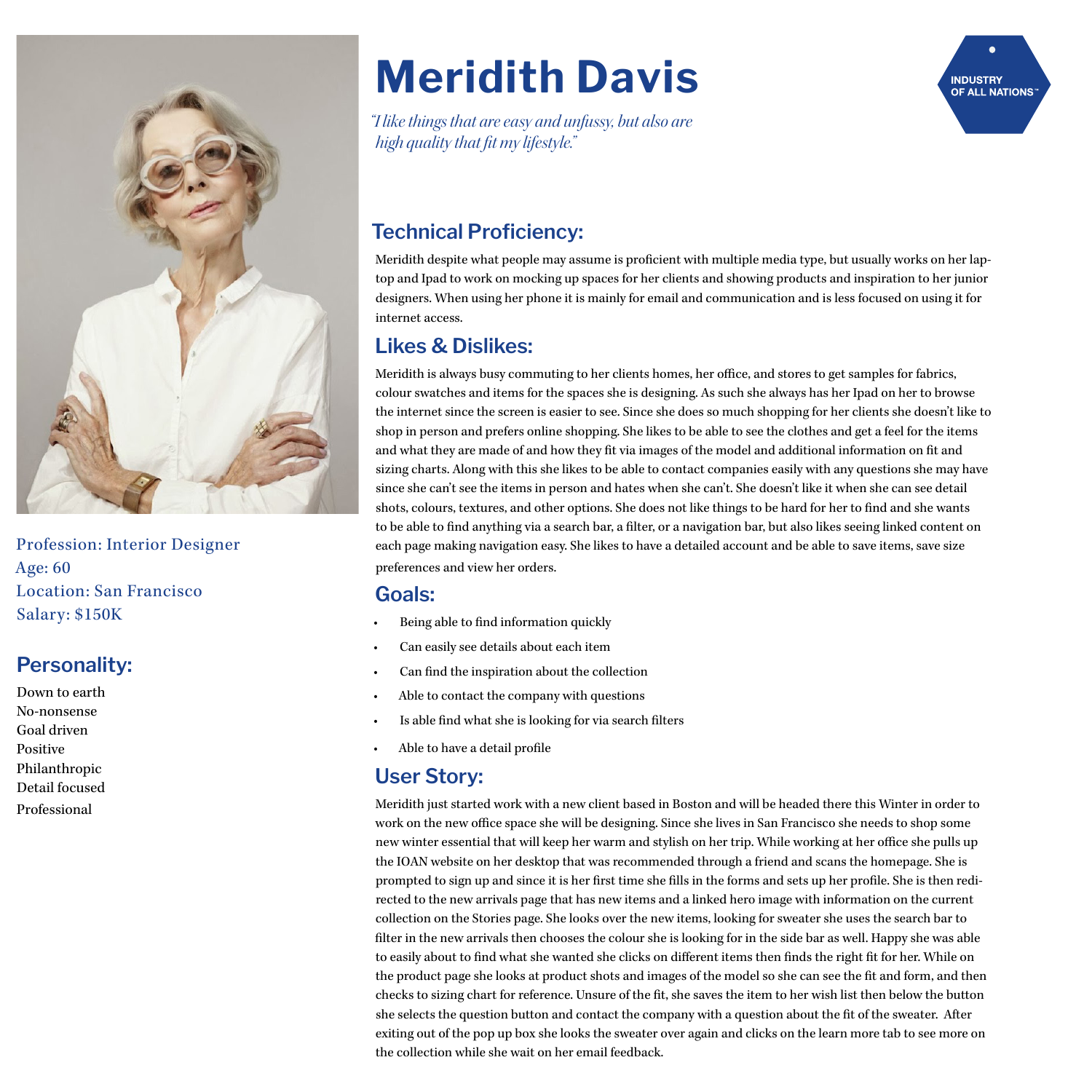# Meridith Davis

*"I like things that are easy and unfussy, but also are high quality that fit my lifestyle."*

INDUSTRY OF ALL NATIONS™

Profession: Interior Designer
Age: 60
Location: San Francisco
Salary: $150K

## Personality:

Down to earth
No-nonsense
Goal driven
Positive
Philanthropic
Detail focused
Professional

## Technical Proficiency:

Meridith despite what people may assume is proficient with multiple media type, but usually works on her laptop and Ipad to work on mocking up spaces for her clients and showing products and inspiration to her junior designers. When using her phone it is mainly for email and communication and is less focused on using it for internet access.

## Likes & Dislikes:

Meridith is always busy commuting to her clients homes, her office, and stores to get samples for fabrics, colour swatches and items for the spaces she is designing. As such she always has her Ipad on her to browse the internet since the screen is easier to see. Since she does so much shopping for her clients she doesn't like to shop in person and prefers online shopping. She likes to be able to see the clothes and get a feel for the items and what they are made of and how they fit via images of the model and additional information on fit and sizing charts. Along with this she likes to be able to contact companies easily with any questions she may have since she can't see the items in person and hates when she can't. She doesn't like it when she can see detail shots, colours, textures, and other options. She does not like things to be hard for her to find and she wants to be able to find anything via a search bar, a filter, or a navigation bar, but also likes seeing linked content on each page making navigation easy. She likes to have a detailed account and be able to save items, save size preferences and view her orders.

## Goals:

- Being able to find information quickly
- Can easily see details about each item
- Can find the inspiration about the collection
- Able to contact the company with questions
- Is able find what she is looking for via search filters
- Able to have a detail profile

## User Story:

Meridith just started work with a new client based in Boston and will be headed there this Winter in order to work on the new office space she will be designing. Since she lives in San Francisco she needs to shop some new winter essential that will keep her warm and stylish on her trip. While working at her office she pulls up the IOAN website on her desktop that was recommended through a friend and scans the homepage. She is prompted to sign up and since it is her first time she fills in the forms and sets up her profile. She is then redirected to the new arrivals page that has new items and a linked hero image with information on the current collection on the Stories page. She looks over the new items, looking for sweater she uses the search bar to filter in the new arrivals then chooses the colour she is looking for in the side bar as well. Happy she was able to easily about to find what she wanted she clicks on different items then finds the right fit for her. While on the product page she looks at product shots and images of the model so she can see the fit and form, and then checks to sizing chart for reference. Unsure of the fit, she saves the item to her wish list then below the button she selects the question button and contact the company with a question about the fit of the sweater. After exiting out of the pop up box she looks the sweater over again and clicks on the learn more tab to see more on the collection while she wait on her email feedback.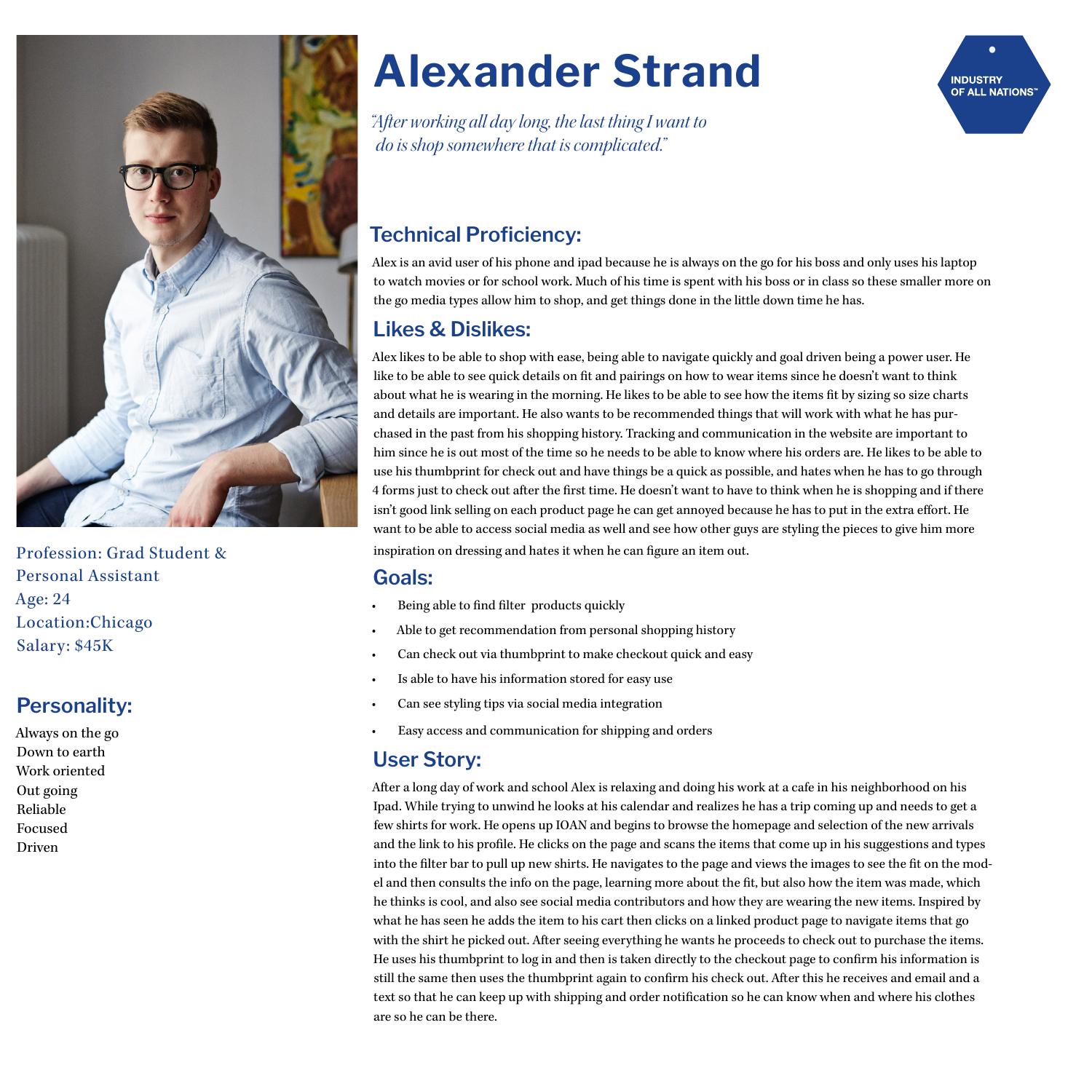# Alexander Strand

*"After working all day long, the last thing I want to do is shop somewhere that is complicated."*

INDUSTRY OF ALL NATIONS™

Profession: Grad Student & Personal Assistant
Age: 24
Location:Chicago
Salary: $45K

## Personality:

Always on the go
Down to earth
Work oriented
Out going
Reliable
Focused
Driven

## Technical Proficiency:

Alex is an avid user of his phone and ipad because he is always on the go for his boss and only uses his laptop to watch movies or for school work. Much of his time is spent with his boss or in class so these smaller more on the go media types allow him to shop, and get things done in the little down time he has.

## Likes & Dislikes:

Alex likes to be able to shop with ease, being able to navigate quickly and goal driven being a power user. He like to be able to see quick details on fit and pairings on how to wear items since he doesn't want to think about what he is wearing in the morning. He likes to be able to see how the items fit by sizing so size charts and details are important. He also wants to be recommended things that will work with what he has purchased in the past from his shopping history. Tracking and communication in the website are important to him since he is out most of the time so he needs to be able to know where his orders are. He likes to be able to use his thumbprint for check out and have things be a quick as possible, and hates when he has to go through 4 forms just to check out after the first time. He doesn't want to have to think when he is shopping and if there isn't good link selling on each product page he can get annoyed because he has to put in the extra effort. He want to be able to access social media as well and see how other guys are styling the pieces to give him more inspiration on dressing and hates it when he can figure an item out.

## Goals:

- Being able to find filter products quickly
- Able to get recommendation from personal shopping history
- Can check out via thumbprint to make checkout quick and easy
- Is able to have his information stored for easy use
- Can see styling tips via social media integration
- Easy access and communication for shipping and orders

## User Story:

After a long day of work and school Alex is relaxing and doing his work at a cafe in his neighborhood on his Ipad. While trying to unwind he looks at his calendar and realizes he has a trip coming up and needs to get a few shirts for work. He opens up IOAN and begins to browse the homepage and selection of the new arrivals and the link to his profile. He clicks on the page and scans the items that come up in his suggestions and types into the filter bar to pull up new shirts. He navigates to the page and views the images to see the fit on the model and then consults the info on the page, learning more about the fit, but also how the item was made, which he thinks is cool, and also see social media contributors and how they are wearing the new items. Inspired by what he has seen he adds the item to his cart then clicks on a linked product page to navigate items that go with the shirt he picked out. After seeing everything he wants he proceeds to check out to purchase the items. He uses his thumbprint to log in and then is taken directly to the checkout page to confirm his information is still the same then uses the thumbprint again to confirm his check out. After this he receives and email and a text so that he can keep up with shipping and order notification so he can know when and where his clothes are so he can be there.